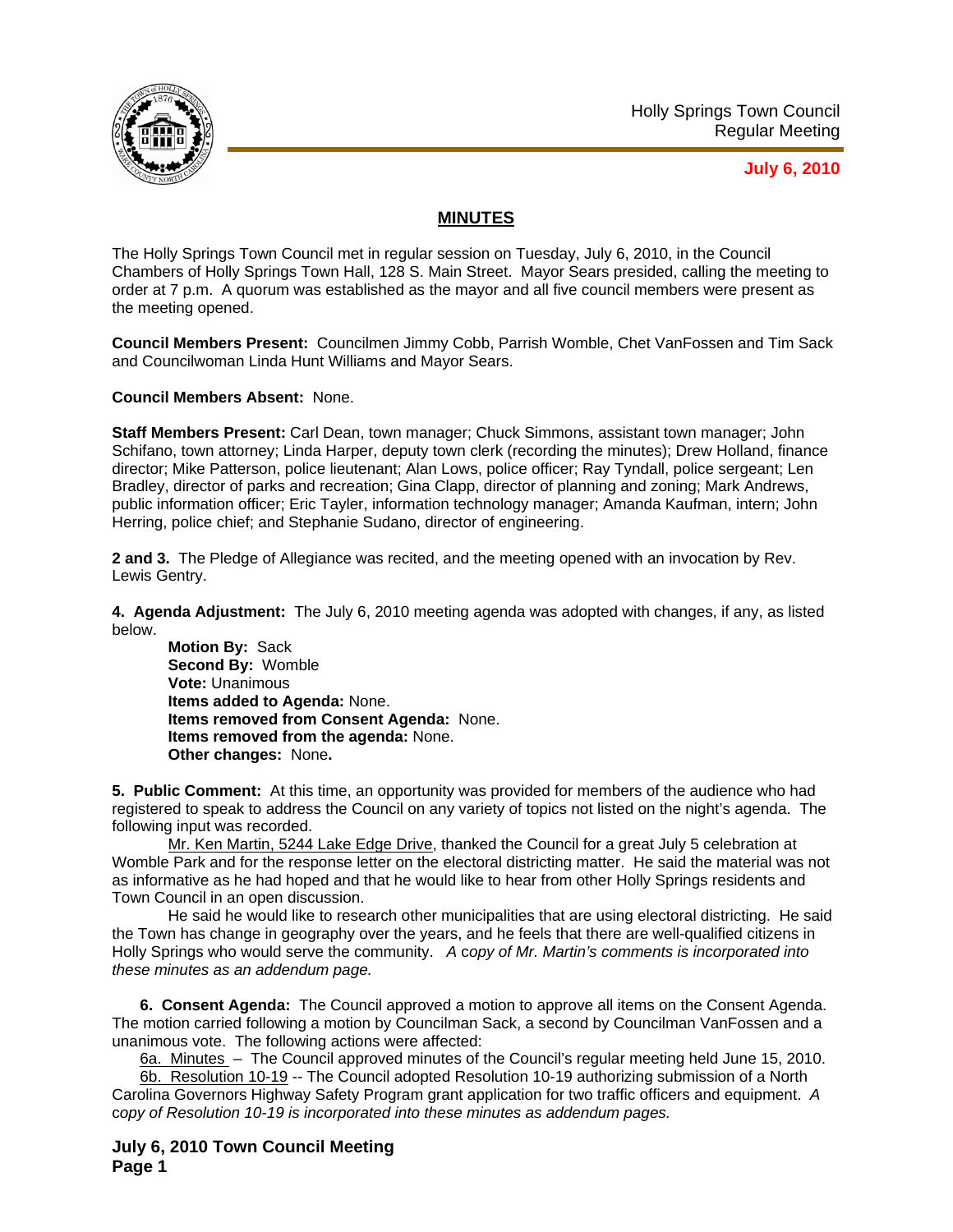Holly Springs Town Council
Regular Meeting

**July 6, 2010**

## MINUTES

The Holly Springs Town Council met in regular session on Tuesday, July 6, 2010, in the Council Chambers of Holly Springs Town Hall, 128 S. Main Street. Mayor Sears presided, calling the meeting to order at 7 p.m. A quorum was established as the mayor and all five council members were present as the meeting opened.

**Council Members Present:** Councilmen Jimmy Cobb, Parrish Womble, Chet VanFossen and Tim Sack and Councilwoman Linda Hunt Williams and Mayor Sears.

**Council Members Absent:** None.

**Staff Members Present:** Carl Dean, town manager; Chuck Simmons, assistant town manager; John Schifano, town attorney; Linda Harper, deputy town clerk (recording the minutes); Drew Holland, finance director; Mike Patterson, police lieutenant; Alan Lows, police officer; Ray Tyndall, police sergeant; Len Bradley, director of parks and recreation; Gina Clapp, director of planning and zoning; Mark Andrews, public information officer; Eric Tayler, information technology manager; Amanda Kaufman, intern; John Herring, police chief; and Stephanie Sudano, director of engineering.

**2 and 3.** The Pledge of Allegiance was recited, and the meeting opened with an invocation by Rev. Lewis Gentry.

**4. Agenda Adjustment:** The July 6, 2010 meeting agenda was adopted with changes, if any, as listed below.

**Motion By:** Sack
**Second By:** Womble
**Vote:** Unanimous
**Items added to Agenda:** None.
**Items removed from Consent Agenda:** None.
**Items removed from the agenda:** None.
**Other changes:** None**.**

**5. Public Comment:** At this time, an opportunity was provided for members of the audience who had registered to speak to address the Council on any variety of topics not listed on the night's agenda. The following input was recorded.

Mr. Ken Martin, 5244 Lake Edge Drive, thanked the Council for a great July 5 celebration at Womble Park and for the response letter on the electoral districting matter. He said the material was not as informative as he had hoped and that he would like to hear from other Holly Springs residents and Town Council in an open discussion.

He said he would like to research other municipalities that are using electoral districting. He said the Town has change in geography over the years, and he feels that there are well-qualified citizens in Holly Springs who would serve the community. *A copy of Mr. Martin's comments is incorporated into these minutes as an addendum page.*

**6. Consent Agenda:** The Council approved a motion to approve all items on the Consent Agenda. The motion carried following a motion by Councilman Sack, a second by Councilman VanFossen and a unanimous vote. The following actions were affected:

6a. Minutes – The Council approved minutes of the Council's regular meeting held June 15, 2010.

6b. Resolution 10-19 -- The Council adopted Resolution 10-19 authorizing submission of a North Carolina Governors Highway Safety Program grant application for two traffic officers and equipment. *A copy of Resolution 10-19 is incorporated into these minutes as addendum pages.*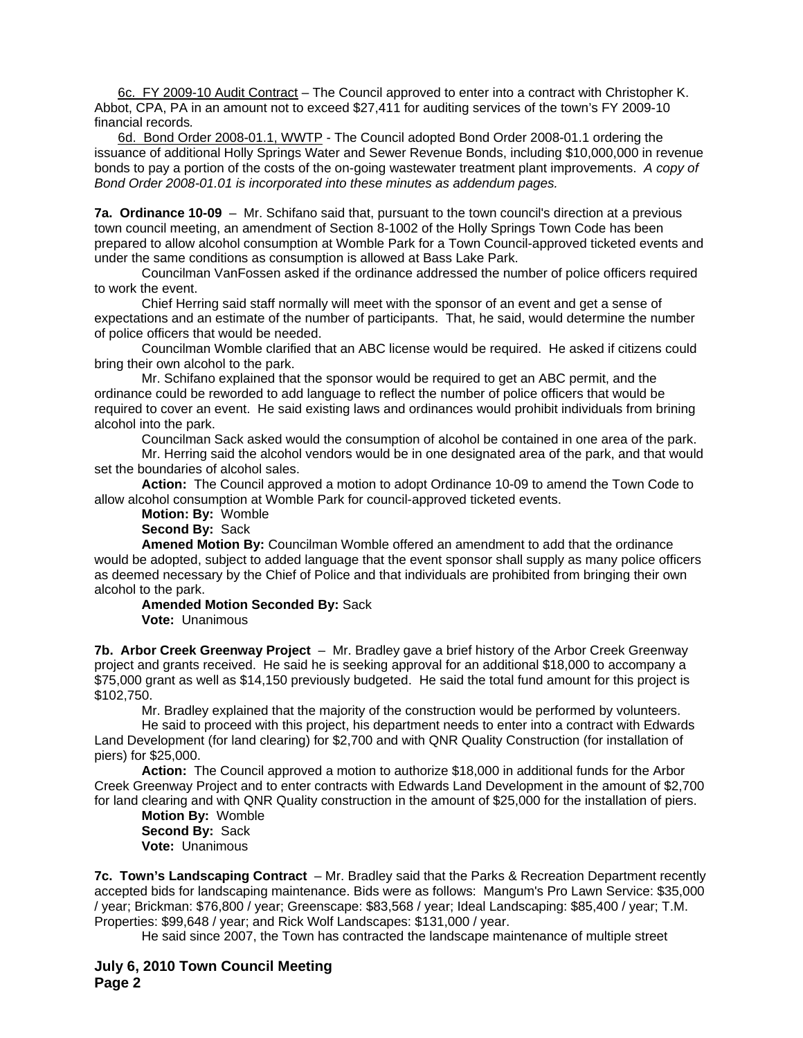6c. FY 2009-10 Audit Contract – The Council approved to enter into a contract with Christopher K. Abbot, CPA, PA in an amount not to exceed $27,411 for auditing services of the town's FY 2009-10 financial records.

6d. Bond Order 2008-01.1, WWTP - The Council adopted Bond Order 2008-01.1 ordering the issuance of additional Holly Springs Water and Sewer Revenue Bonds, including $10,000,000 in revenue bonds to pay a portion of the costs of the on-going wastewater treatment plant improvements. *A copy of Bond Order 2008-01.01 is incorporated into these minutes as addendum pages.*

**7a. Ordinance 10-09** – Mr. Schifano said that, pursuant to the town council's direction at a previous town council meeting, an amendment of Section 8-1002 of the Holly Springs Town Code has been prepared to allow alcohol consumption at Womble Park for a Town Council-approved ticketed events and under the same conditions as consumption is allowed at Bass Lake Park.

Councilman VanFossen asked if the ordinance addressed the number of police officers required to work the event.

Chief Herring said staff normally will meet with the sponsor of an event and get a sense of expectations and an estimate of the number of participants. That, he said, would determine the number of police officers that would be needed.

Councilman Womble clarified that an ABC license would be required. He asked if citizens could bring their own alcohol to the park.

Mr. Schifano explained that the sponsor would be required to get an ABC permit, and the ordinance could be reworded to add language to reflect the number of police officers that would be required to cover an event. He said existing laws and ordinances would prohibit individuals from brining alcohol into the park.

Councilman Sack asked would the consumption of alcohol be contained in one area of the park.

Mr. Herring said the alcohol vendors would be in one designated area of the park, and that would set the boundaries of alcohol sales.

**Action:** The Council approved a motion to adopt Ordinance 10-09 to amend the Town Code to allow alcohol consumption at Womble Park for council-approved ticketed events.

**Motion: By:** Womble
**Second By:** Sack
**Amened Motion By:** Councilman Womble offered an amendment to add that the ordinance would be adopted, subject to added language that the event sponsor shall supply as many police officers as deemed necessary by the Chief of Police and that individuals are prohibited from bringing their own alcohol to the park.
**Amended Motion Seconded By:** Sack
**Vote:** Unanimous

**7b. Arbor Creek Greenway Project** – Mr. Bradley gave a brief history of the Arbor Creek Greenway project and grants received. He said he is seeking approval for an additional $18,000 to accompany a $75,000 grant as well as $14,150 previously budgeted. He said the total fund amount for this project is $102,750.

Mr. Bradley explained that the majority of the construction would be performed by volunteers.

He said to proceed with this project, his department needs to enter into a contract with Edwards Land Development (for land clearing) for $2,700 and with QNR Quality Construction (for installation of piers) for $25,000.

**Action:** The Council approved a motion to authorize $18,000 in additional funds for the Arbor Creek Greenway Project and to enter contracts with Edwards Land Development in the amount of $2,700 for land clearing and with QNR Quality construction in the amount of $25,000 for the installation of piers.

**Motion By:** Womble
**Second By:** Sack
**Vote:** Unanimous

**7c. Town's Landscaping Contract** – Mr. Bradley said that the Parks & Recreation Department recently accepted bids for landscaping maintenance. Bids were as follows: Mangum's Pro Lawn Service: $35,000 / year; Brickman: $76,800 / year; Greenscape: $83,568 / year; Ideal Landscaping: $85,400 / year; T.M. Properties: $99,648 / year; and Rick Wolf Landscapes: $131,000 / year.

He said since 2007, the Town has contracted the landscape maintenance of multiple street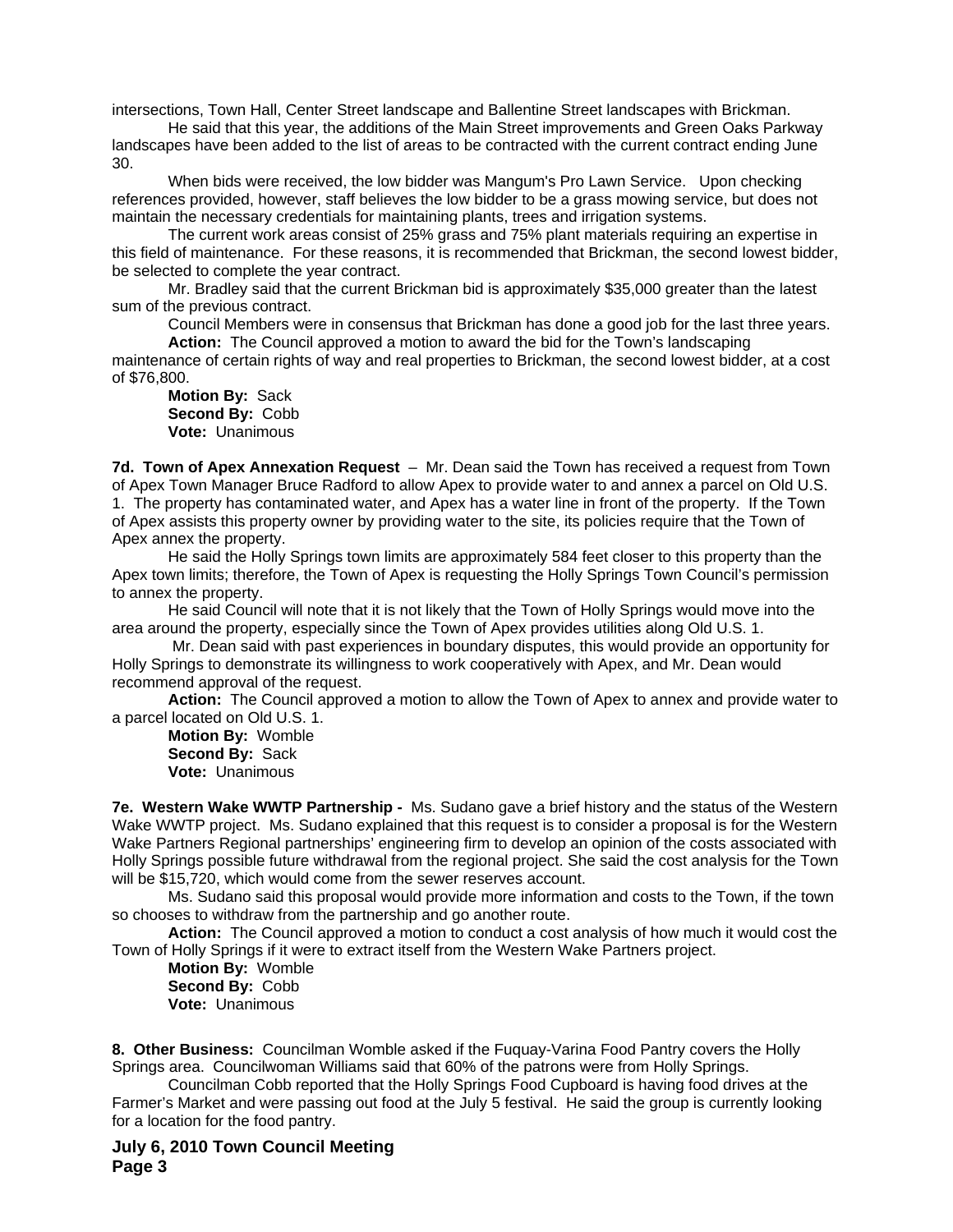intersections, Town Hall, Center Street landscape and Ballentine Street landscapes with Brickman.

He said that this year, the additions of the Main Street improvements and Green Oaks Parkway landscapes have been added to the list of areas to be contracted with the current contract ending June 30.

When bids were received, the low bidder was Mangum's Pro Lawn Service. Upon checking references provided, however, staff believes the low bidder to be a grass mowing service, but does not maintain the necessary credentials for maintaining plants, trees and irrigation systems.

The current work areas consist of 25% grass and 75% plant materials requiring an expertise in this field of maintenance. For these reasons, it is recommended that Brickman, the second lowest bidder, be selected to complete the year contract.

Mr. Bradley said that the current Brickman bid is approximately $35,000 greater than the latest sum of the previous contract.

Council Members were in consensus that Brickman has done a good job for the last three years.

**Action:** The Council approved a motion to award the bid for the Town's landscaping maintenance of certain rights of way and real properties to Brickman, the second lowest bidder, at a cost of $76,800.

**Motion By:** Sack
**Second By:** Cobb
**Vote:** Unanimous

**7d. Town of Apex Annexation Request** – Mr. Dean said the Town has received a request from Town of Apex Town Manager Bruce Radford to allow Apex to provide water to and annex a parcel on Old U.S. 1. The property has contaminated water, and Apex has a water line in front of the property. If the Town of Apex assists this property owner by providing water to the site, its policies require that the Town of Apex annex the property.

He said the Holly Springs town limits are approximately 584 feet closer to this property than the Apex town limits; therefore, the Town of Apex is requesting the Holly Springs Town Council's permission to annex the property.

He said Council will note that it is not likely that the Town of Holly Springs would move into the area around the property, especially since the Town of Apex provides utilities along Old U.S. 1.

Mr. Dean said with past experiences in boundary disputes, this would provide an opportunity for Holly Springs to demonstrate its willingness to work cooperatively with Apex, and Mr. Dean would recommend approval of the request.

**Action:** The Council approved a motion to allow the Town of Apex to annex and provide water to a parcel located on Old U.S. 1.

**Motion By:** Womble
**Second By:** Sack
**Vote:** Unanimous

**7e. Western Wake WWTP Partnership -** Ms. Sudano gave a brief history and the status of the Western Wake WWTP project. Ms. Sudano explained that this request is to consider a proposal is for the Western Wake Partners Regional partnerships' engineering firm to develop an opinion of the costs associated with Holly Springs possible future withdrawal from the regional project. She said the cost analysis for the Town will be $15,720, which would come from the sewer reserves account.

Ms. Sudano said this proposal would provide more information and costs to the Town, if the town so chooses to withdraw from the partnership and go another route.

**Action:** The Council approved a motion to conduct a cost analysis of how much it would cost the Town of Holly Springs if it were to extract itself from the Western Wake Partners project.

**Motion By:** Womble
**Second By:** Cobb
**Vote:** Unanimous

**8. Other Business:** Councilman Womble asked if the Fuquay-Varina Food Pantry covers the Holly Springs area. Councilwoman Williams said that 60% of the patrons were from Holly Springs.

Councilman Cobb reported that the Holly Springs Food Cupboard is having food drives at the Farmer's Market and were passing out food at the July 5 festival. He said the group is currently looking for a location for the food pantry.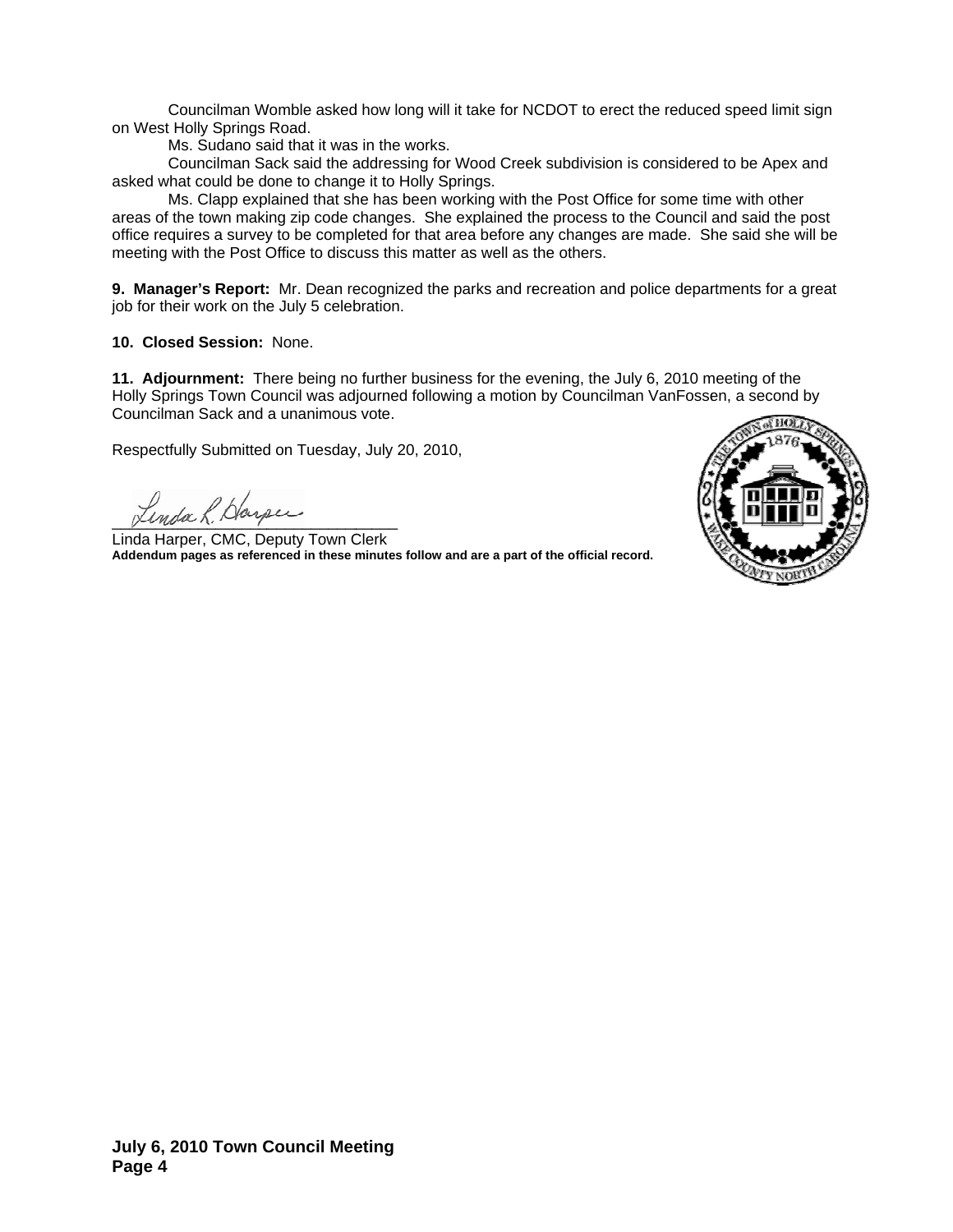Councilman Womble asked how long will it take for NCDOT to erect the reduced speed limit sign on West Holly Springs Road.

Ms. Sudano said that it was in the works.

Councilman Sack said the addressing for Wood Creek subdivision is considered to be Apex and asked what could be done to change it to Holly Springs.

Ms. Clapp explained that she has been working with the Post Office for some time with other areas of the town making zip code changes. She explained the process to the Council and said the post office requires a survey to be completed for that area before any changes are made. She said she will be meeting with the Post Office to discuss this matter as well as the others.

**9. Manager's Report:** Mr. Dean recognized the parks and recreation and police departments for a great job for their work on the July 5 celebration.

**10. Closed Session:** None.

**11. Adjournment:** There being no further business for the evening, the July 6, 2010 meeting of the Holly Springs Town Council was adjourned following a motion by Councilman VanFossen, a second by Councilman Sack and a unanimous vote.

Respectfully Submitted on Tuesday, July 20, 2010,

Linda R. Harper

Linda Harper, CMC, Deputy Town Clerk

**Addendum pages as referenced in these minutes follow and are a part of the official record.**

THE TOWN of HOLLY SPRINGS 1876 WAKE COUNTY NORTH CAROLINA